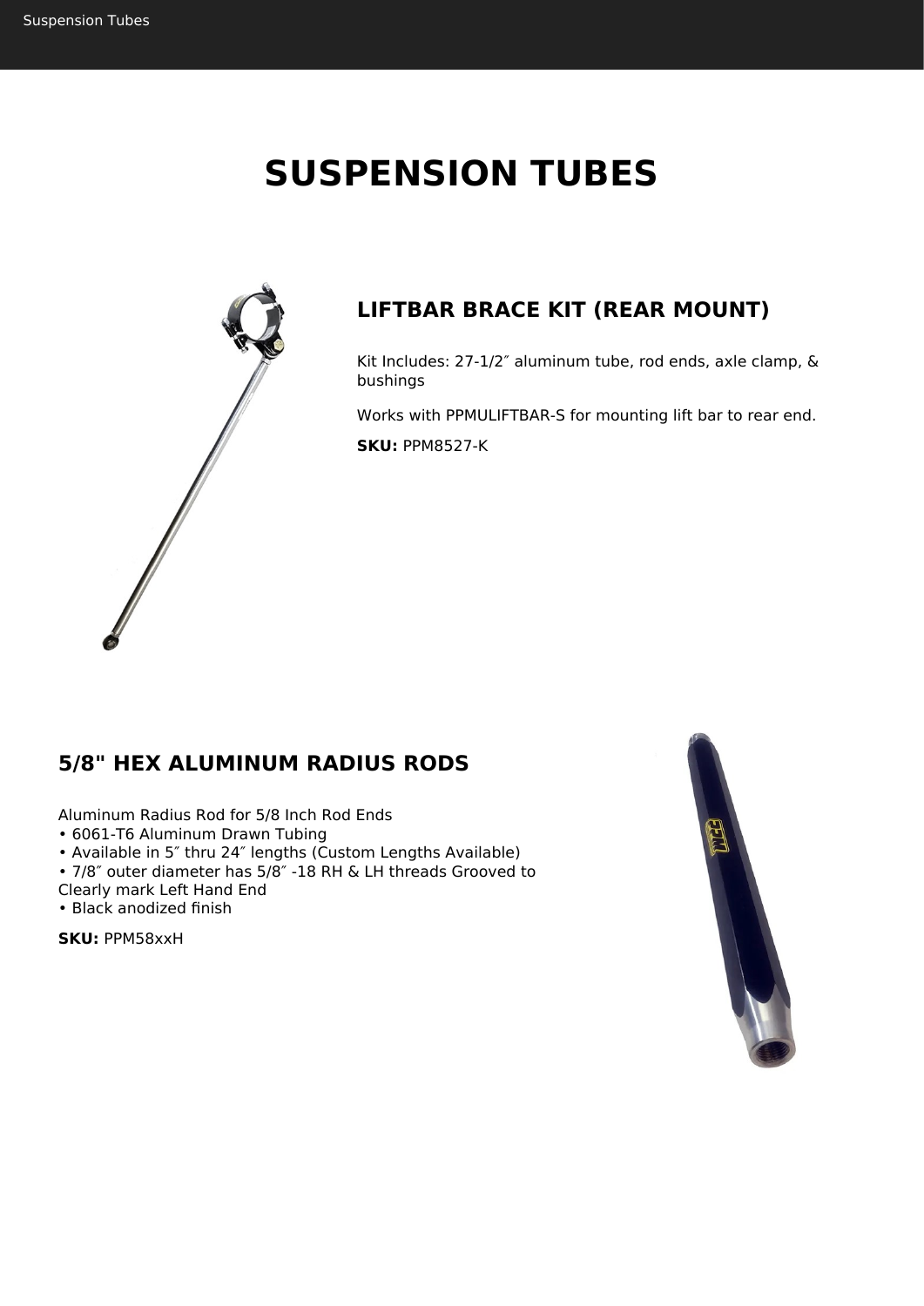# SUSPENSION TUBES

## LIFTBAR BRACE KIT (REAR MOUNT)

Kit Includes: 27-1/2″ aluminum tube, rod ends, axle clamp, & bushings

Works with PPMULIFTBAR-S for mounting lift bar to rear end.

**SKU:** PPM8527-K

## 5/8" HEX ALUMINUM RADIUS RODS

Aluminum Radius Rod for 5/8 Inch Rod Ends
• 6061-T6 Aluminum Drawn Tubing
• Available in 5″ thru 24″ lengths (Custom Lengths Available)
• 7/8″ outer diameter has 5/8″ -18 RH & LH threads Grooved to Clearly mark Left Hand End
• Black anodized finish

**SKU:** PPM58xxH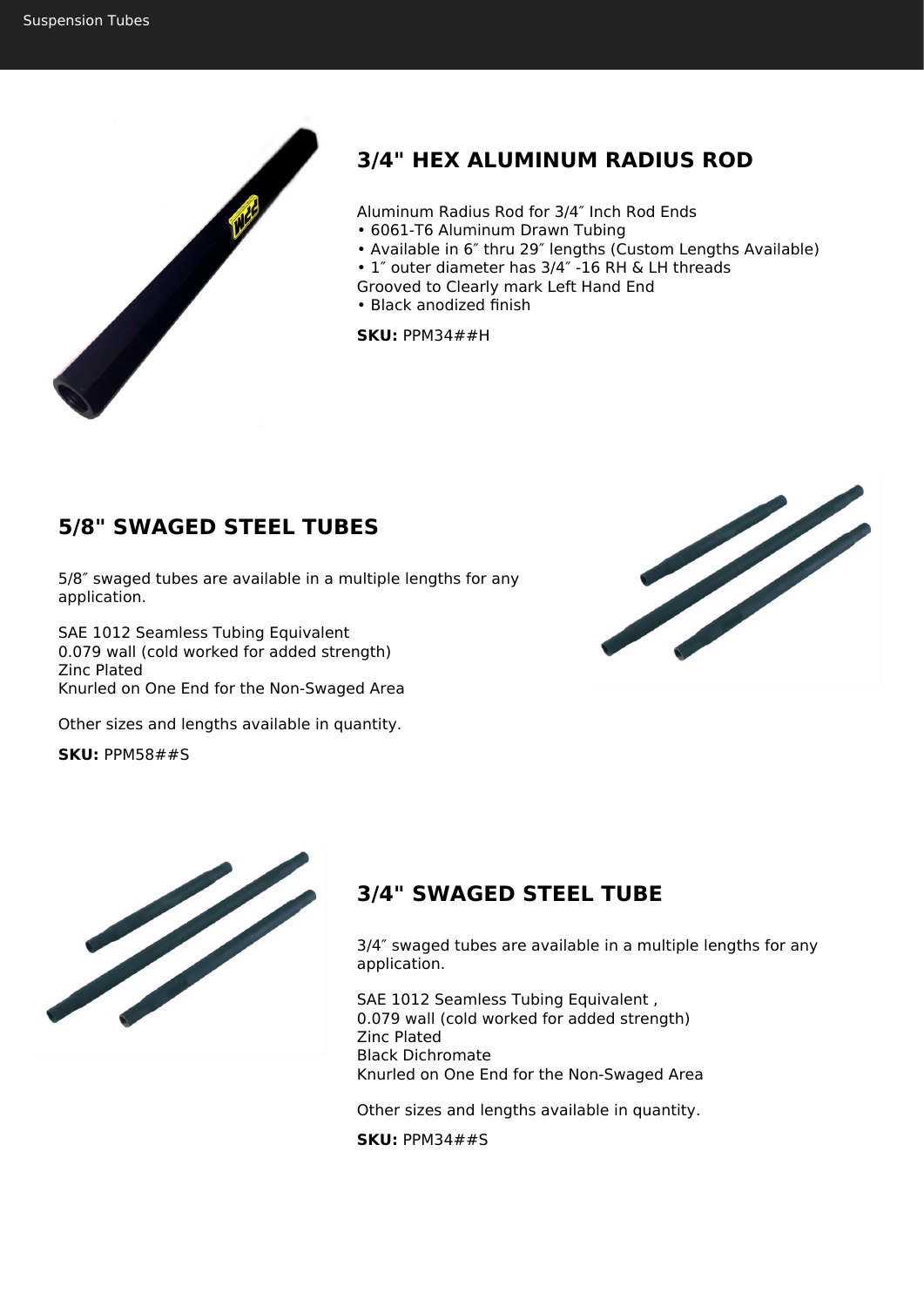## 3/4" HEX ALUMINUM RADIUS ROD

Aluminum Radius Rod for 3/4″ Inch Rod Ends
• 6061-T6 Aluminum Drawn Tubing
• Available in 6″ thru 29″ lengths (Custom Lengths Available)
• 1″ outer diameter has 3/4″ -16 RH & LH threads
Grooved to Clearly mark Left Hand End
• Black anodized finish

**SKU:** PPM34##H

## 5/8" SWAGED STEEL TUBES

5/8″ swaged tubes are available in a multiple lengths for any application.

SAE 1012 Seamless Tubing Equivalent
0.079 wall (cold worked for added strength)
Zinc Plated
Knurled on One End for the Non-Swaged Area

Other sizes and lengths available in quantity.

**SKU:** PPM58##S

## 3/4" SWAGED STEEL TUBE

3/4″ swaged tubes are available in a multiple lengths for any application.

SAE 1012 Seamless Tubing Equivalent ,
0.079 wall (cold worked for added strength)
Zinc Plated
Black Dichromate
Knurled on One End for the Non-Swaged Area

Other sizes and lengths available in quantity.

**SKU:** PPM34##S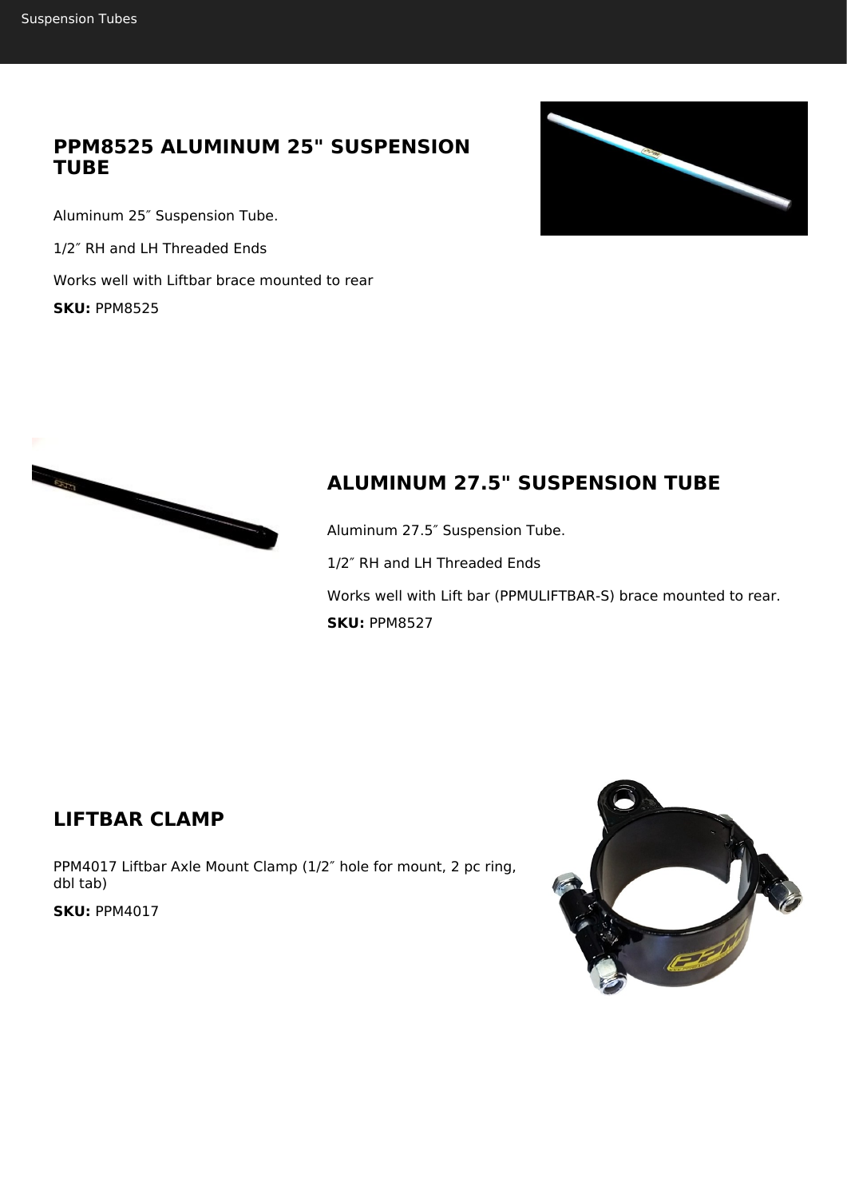## PPM8525 ALUMINUM 25" SUSPENSION TUBE

Aluminum 25″ Suspension Tube.

1/2″ RH and LH Threaded Ends

Works well with Liftbar brace mounted to rear

**SKU:** PPM8525

## ALUMINUM 27.5" SUSPENSION TUBE

Aluminum 27.5″ Suspension Tube.

1/2″ RH and LH Threaded Ends

Works well with Lift bar (PPMULIFTBAR-S) brace mounted to rear.

**SKU:** PPM8527

## LIFTBAR CLAMP

PPM4017 Liftbar Axle Mount Clamp (1/2″ hole for mount, 2 pc ring, dbl tab)

**SKU:** PPM4017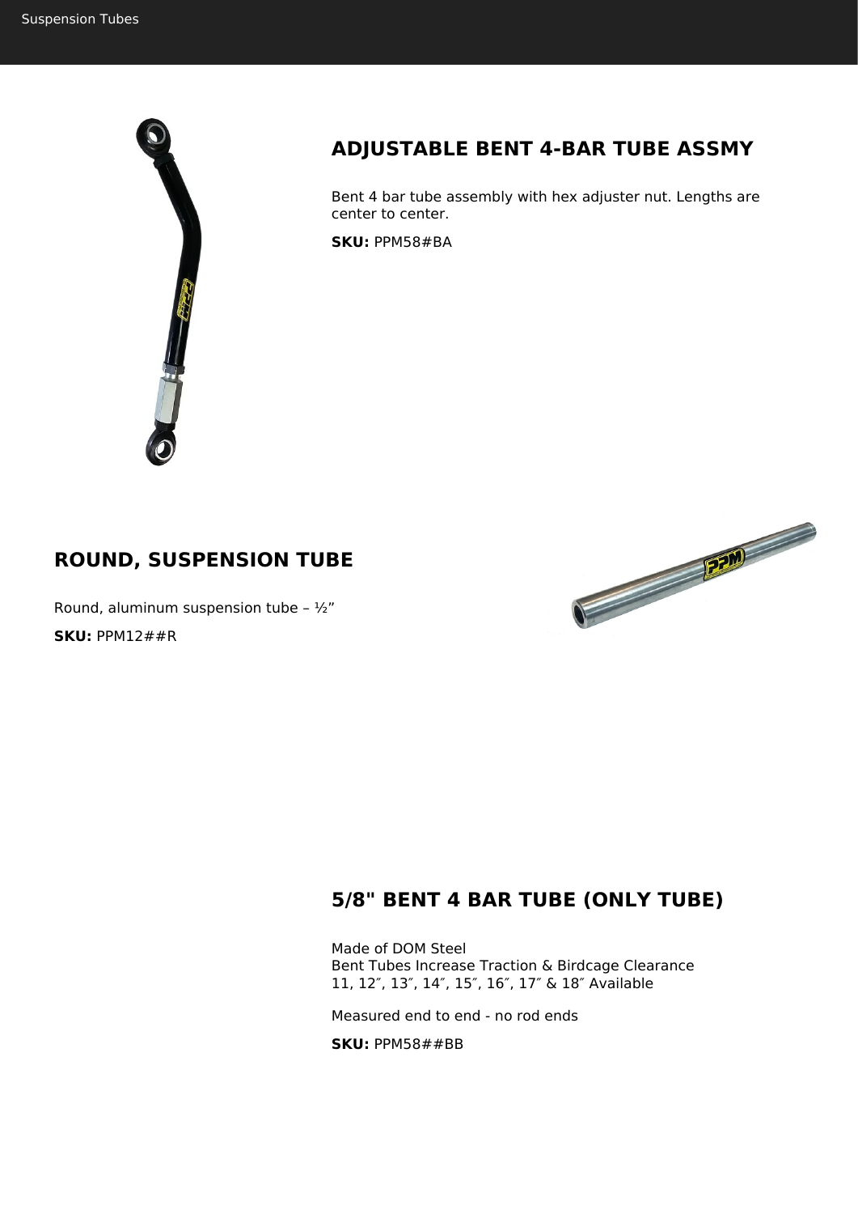## ADJUSTABLE BENT 4-BAR TUBE ASSMY

Bent 4 bar tube assembly with hex adjuster nut. Lengths are center to center.

**SKU:** PPM58#BA

## ROUND, SUSPENSION TUBE

Round, aluminum suspension tube – ½”

**SKU:** PPM12##R

## 5/8" BENT 4 BAR TUBE (ONLY TUBE)

Made of DOM Steel
Bent Tubes Increase Traction & Birdcage Clearance
11, 12″, 13″, 14″, 15″, 16″, 17″ & 18″ Available

Measured end to end - no rod ends

**SKU:** PPM58##BB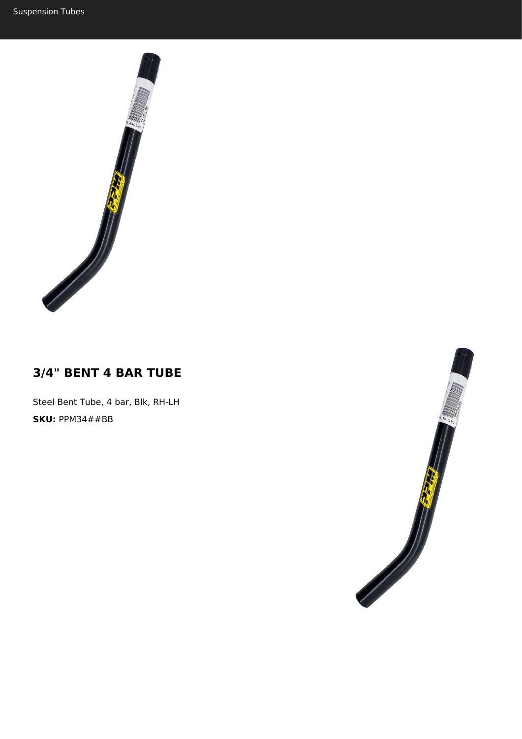## 3/4" BENT 4 BAR TUBE

Steel Bent Tube, 4 bar, Blk, RH-LH

**SKU:** PPM34##BB